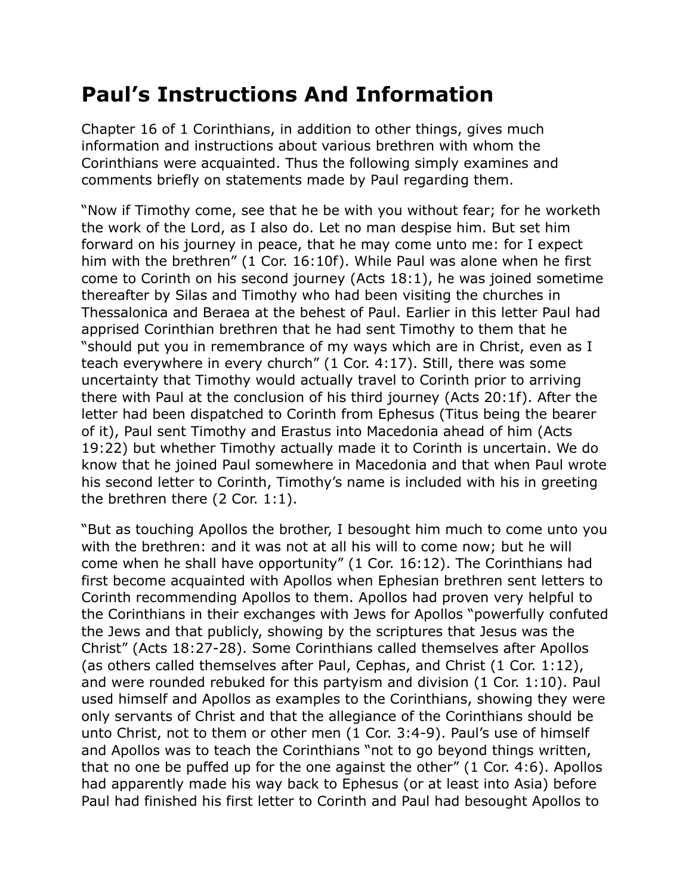# Paul's Instructions And Information

Chapter 16 of 1 Corinthians, in addition to other things, gives much information and instructions about various brethren with whom the Corinthians were acquainted. Thus the following simply examines and comments briefly on statements made by Paul regarding them.

"Now if Timothy come, see that he be with you without fear; for he worketh the work of the Lord, as I also do. Let no man despise him. But set him forward on his journey in peace, that he may come unto me: for I expect him with the brethren" (1 Cor. 16:10f). While Paul was alone when he first come to Corinth on his second journey (Acts 18:1), he was joined sometime thereafter by Silas and Timothy who had been visiting the churches in Thessalonica and Beraea at the behest of Paul. Earlier in this letter Paul had apprised Corinthian brethren that he had sent Timothy to them that he "should put you in remembrance of my ways which are in Christ, even as I teach everywhere in every church" (1 Cor. 4:17). Still, there was some uncertainty that Timothy would actually travel to Corinth prior to arriving there with Paul at the conclusion of his third journey (Acts 20:1f). After the letter had been dispatched to Corinth from Ephesus (Titus being the bearer of it), Paul sent Timothy and Erastus into Macedonia ahead of him (Acts 19:22) but whether Timothy actually made it to Corinth is uncertain. We do know that he joined Paul somewhere in Macedonia and that when Paul wrote his second letter to Corinth, Timothy's name is included with his in greeting the brethren there (2 Cor. 1:1).

"But as touching Apollos the brother, I besought him much to come unto you with the brethren: and it was not at all his will to come now; but he will come when he shall have opportunity" (1 Cor. 16:12). The Corinthians had first become acquainted with Apollos when Ephesian brethren sent letters to Corinth recommending Apollos to them. Apollos had proven very helpful to the Corinthians in their exchanges with Jews for Apollos "powerfully confuted the Jews and that publicly, showing by the scriptures that Jesus was the Christ" (Acts 18:27-28). Some Corinthians called themselves after Apollos (as others called themselves after Paul, Cephas, and Christ (1 Cor. 1:12), and were rounded rebuked for this partyism and division (1 Cor. 1:10). Paul used himself and Apollos as examples to the Corinthians, showing they were only servants of Christ and that the allegiance of the Corinthians should be unto Christ, not to them or other men (1 Cor. 3:4-9). Paul's use of himself and Apollos was to teach the Corinthians "not to go beyond things written, that no one be puffed up for the one against the other" (1 Cor. 4:6). Apollos had apparently made his way back to Ephesus (or at least into Asia) before Paul had finished his first letter to Corinth and Paul had besought Apollos to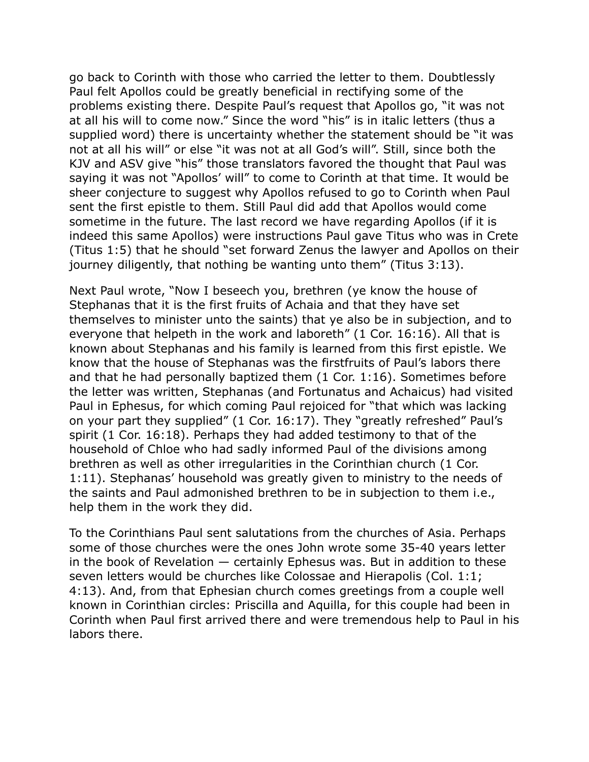go back to Corinth with those who carried the letter to them. Doubtlessly Paul felt Apollos could be greatly beneficial in rectifying some of the problems existing there. Despite Paul's request that Apollos go, "it was not at all his will to come now." Since the word "his" is in italic letters (thus a supplied word) there is uncertainty whether the statement should be "it was not at all his will" or else "it was not at all God's will". Still, since both the KJV and ASV give "his" those translators favored the thought that Paul was saying it was not "Apollos' will" to come to Corinth at that time. It would be sheer conjecture to suggest why Apollos refused to go to Corinth when Paul sent the first epistle to them. Still Paul did add that Apollos would come sometime in the future. The last record we have regarding Apollos (if it is indeed this same Apollos) were instructions Paul gave Titus who was in Crete (Titus 1:5) that he should "set forward Zenus the lawyer and Apollos on their journey diligently, that nothing be wanting unto them" (Titus 3:13).

Next Paul wrote, "Now I beseech you, brethren (ye know the house of Stephanas that it is the first fruits of Achaia and that they have set themselves to minister unto the saints) that ye also be in subjection, and to everyone that helpeth in the work and laboreth" (1 Cor. 16:16). All that is known about Stephanas and his family is learned from this first epistle. We know that the house of Stephanas was the firstfruits of Paul's labors there and that he had personally baptized them (1 Cor. 1:16). Sometimes before the letter was written, Stephanas (and Fortunatus and Achaicus) had visited Paul in Ephesus, for which coming Paul rejoiced for "that which was lacking on your part they supplied" (1 Cor. 16:17). They "greatly refreshed" Paul's spirit (1 Cor. 16:18). Perhaps they had added testimony to that of the household of Chloe who had sadly informed Paul of the divisions among brethren as well as other irregularities in the Corinthian church (1 Cor. 1:11). Stephanas' household was greatly given to ministry to the needs of the saints and Paul admonished brethren to be in subjection to them i.e., help them in the work they did.

To the Corinthians Paul sent salutations from the churches of Asia. Perhaps some of those churches were the ones John wrote some 35-40 years letter in the book of Revelation — certainly Ephesus was. But in addition to these seven letters would be churches like Colossae and Hierapolis (Col. 1:1; 4:13). And, from that Ephesian church comes greetings from a couple well known in Corinthian circles: Priscilla and Aquilla, for this couple had been in Corinth when Paul first arrived there and were tremendous help to Paul in his labors there.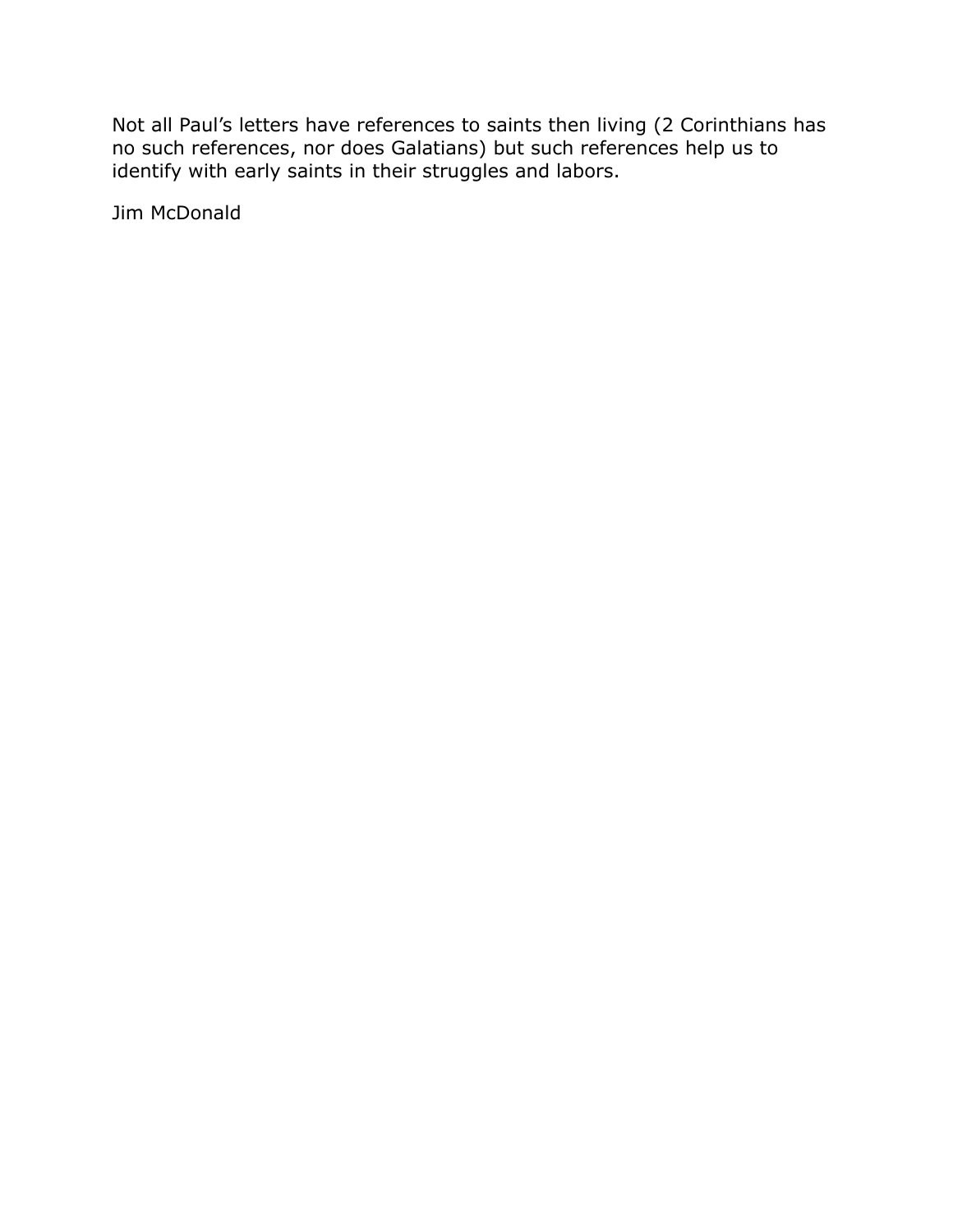Not all Paul's letters have references to saints then living (2 Corinthians has no such references, nor does Galatians) but such references help us to identify with early saints in their struggles and labors.

Jim McDonald